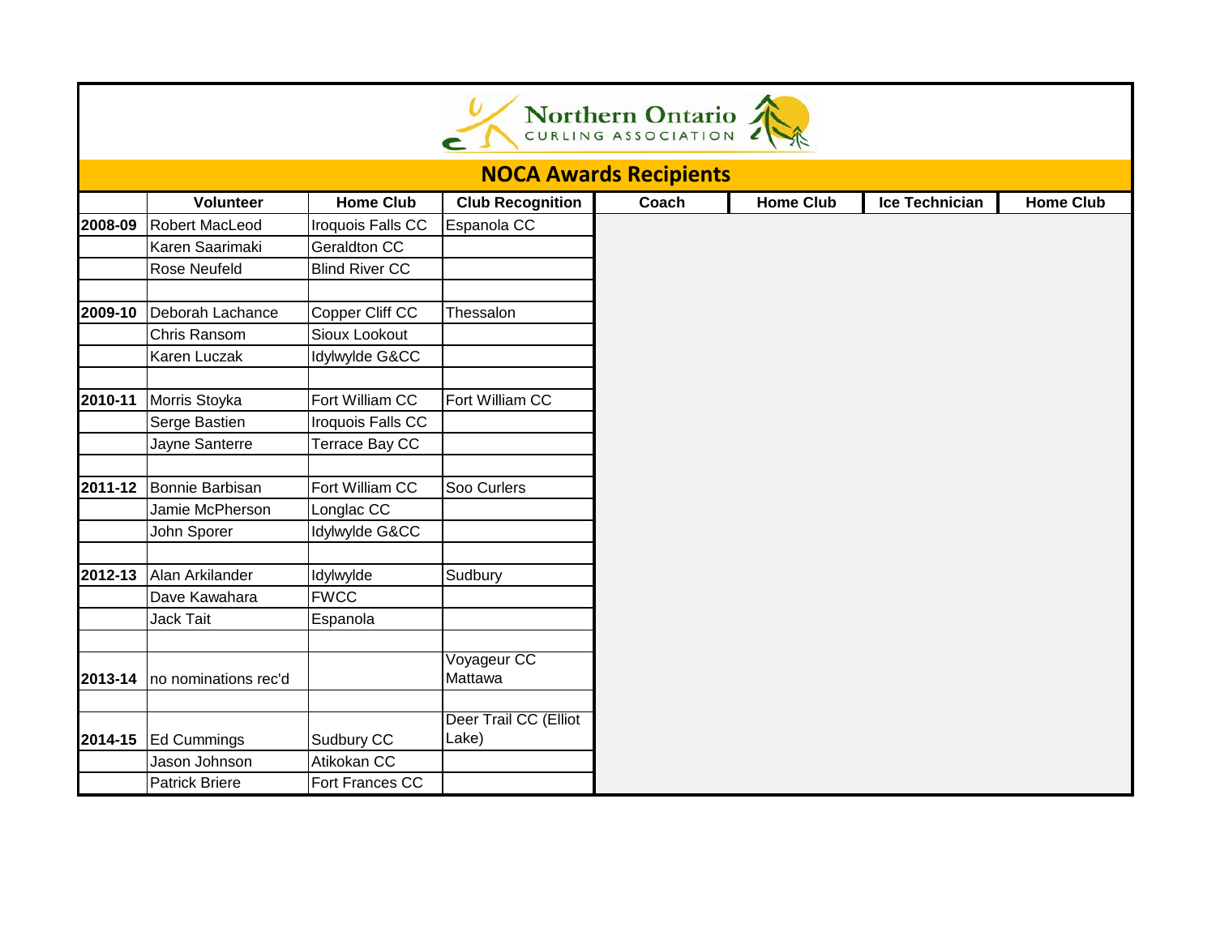Northern Ontario CURLING ASSOCIATION

# NOCA Awards Recipients

| | Volunteer | Home Club | Club Recognition | Coach | Home Club | Ice Technician | Home Club |
|---|---|---|---|---|---|---|---|
| 2008-09 | Robert MacLeod | Iroquois Falls CC | Espanola CC | | | | |
| | Karen Saarimaki | Geraldton CC | | | | | |
| | Rose Neufeld | Blind River CC | | | | | |
| | | | | | | | |
| 2009-10 | Deborah Lachance | Copper Cliff CC | Thessalon | | | | |
| | Chris Ransom | Sioux Lookout | | | | | |
| | Karen Luczak | Idylwylde G&CC | | | | | |
| | | | | | | | |
| 2010-11 | Morris Stoyka | Fort William CC | Fort William CC | | | | |
| | Serge Bastien | Iroquois Falls CC | | | | | |
| | Jayne Santerre | Terrace Bay CC | | | | | |
| | | | | | | | |
| 2011-12 | Bonnie Barbisan | Fort William CC | Soo Curlers | | | | |
| | Jamie McPherson | Longlac CC | | | | | |
| | John Sporer | Idylwylde G&CC | | | | | |
| | | | | | | | |
| 2012-13 | Alan Arkilander | Idylwylde | Sudbury | | | | |
| | Dave Kawahara | FWCC | | | | | |
| | Jack Tait | Espanola | | | | | |
| | | | | | | | |
| 2013-14 | no nominations rec'd | | Voyageur CC Mattawa | | | | |
| | | | | | | | |
| 2014-15 | Ed Cummings | Sudbury CC | Deer Trail CC (Elliot Lake) | | | | |
| | Jason Johnson | Atikokan CC | | | | | |
| | Patrick Briere | Fort Frances CC | | | | | |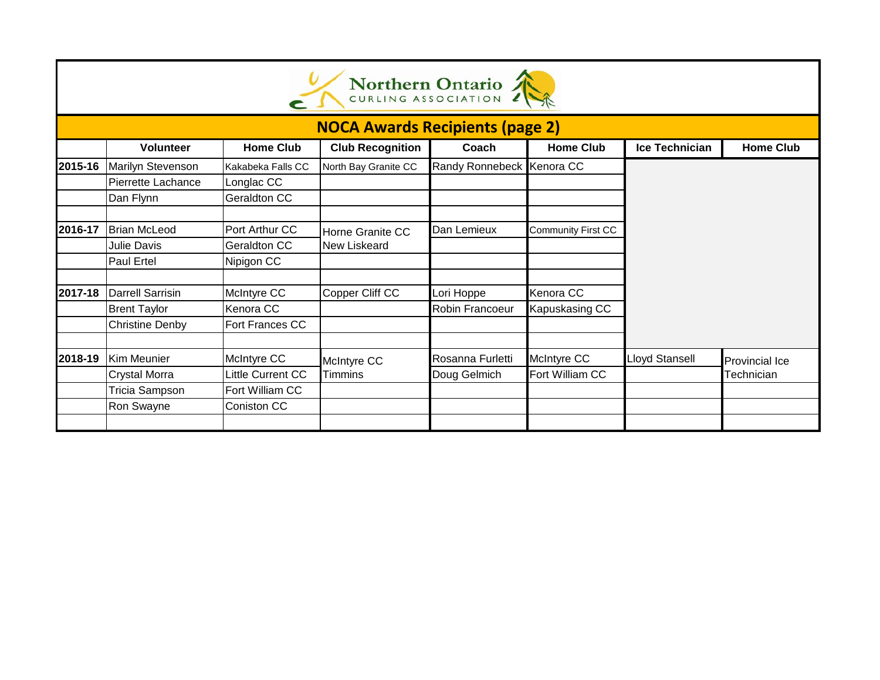Northern Ontario CURLING ASSOCIATION

## NOCA Awards Recipients (page 2)

| | Volunteer | Home Club | Club Recognition | Coach | Home Club | Ice Technician | Home Club |
|---|---|---|---|---|---|---|---|
| 2015-16 | Marilyn Stevenson | Kakabeka Falls CC | North Bay Granite CC | Randy Ronnebeck | Kenora CC | | |
| | Pierrette Lachance | Longlac CC | | | | | |
| | Dan Flynn | Geraldton CC | | | | | |
| | | | | | | | |
| 2016-17 | Brian McLeod | Port Arthur CC | Horne Granite CC New Liskeard | Dan Lemieux | Community First CC | | |
| | Julie Davis | Geraldton CC | | | | | |
| | Paul Ertel | Nipigon CC | | | | | |
| | | | | | | | |
| 2017-18 | Darrell Sarrisin | McIntyre CC | Copper Cliff CC | Lori Hoppe | Kenora CC | | |
| | Brent Taylor | Kenora CC | | Robin Francoeur | Kapuskasing CC | | |
| | Christine Denby | Fort Frances CC | | | | | |
| | | | | | | | |
| 2018-19 | Kim Meunier | McIntyre CC | McIntyre CC Timmins | Rosanna Furletti | McIntyre CC | Lloyd Stansell | Provincial Ice Technician |
| | Crystal Morra | Little Current CC | | Doug Gelmich | Fort William CC | | |
| | Tricia Sampson | Fort William CC | | | | | |
| | Ron Swayne | Coniston CC | | | | | |
| | | | | | | | |